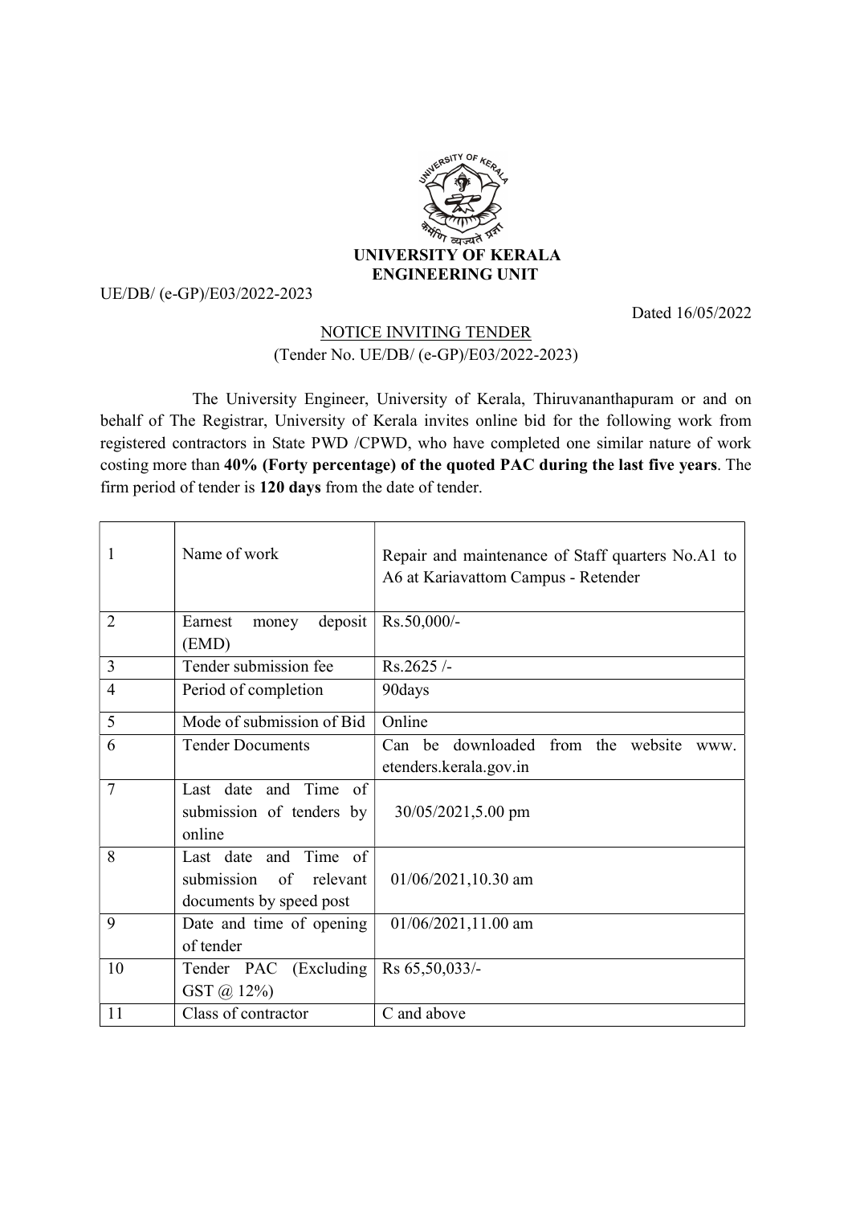# UNIVERSITY OF KERALA
## ENGINEERING UNIT

UE/DB/ (e-GP)/E03/2022-2023

Dated 16/05/2022

## NOTICE INVITING TENDER

(Tender No. UE/DB/ (e-GP)/E03/2022-2023)

The University Engineer, University of Kerala, Thiruvananthapuram or and on behalf of The Registrar, University of Kerala invites online bid for the following work from registered contractors in State PWD /CPWD, who have completed one similar nature of work costing more than **40% (Forty percentage) of the quoted PAC during the last five years**. The firm period of tender is **120 days** from the date of tender.

| | | |
|---|---|---|
| 1 | Name of work | Repair and maintenance of Staff quarters No.A1 to A6 at Kariavattom Campus - Retender |
| 2 | Earnest money deposit (EMD) | Rs.50,000/- |
| 3 | Tender submission fee | Rs.2625 /- |
| 4 | Period of completion | 90days |
| 5 | Mode of submission of Bid | Online |
| 6 | Tender Documents | Can be downloaded from the website www. etenders.kerala.gov.in |
| 7 | Last date and Time of submission of tenders by online | 30/05/2021,5.00 pm |
| 8 | Last date and Time of submission of relevant documents by speed post | 01/06/2021,10.30 am |
| 9 | Date and time of opening of tender | 01/06/2021,11.00 am |
| 10 | Tender PAC (Excluding GST @ 12%) | Rs 65,50,033/- |
| 11 | Class of contractor | C and above |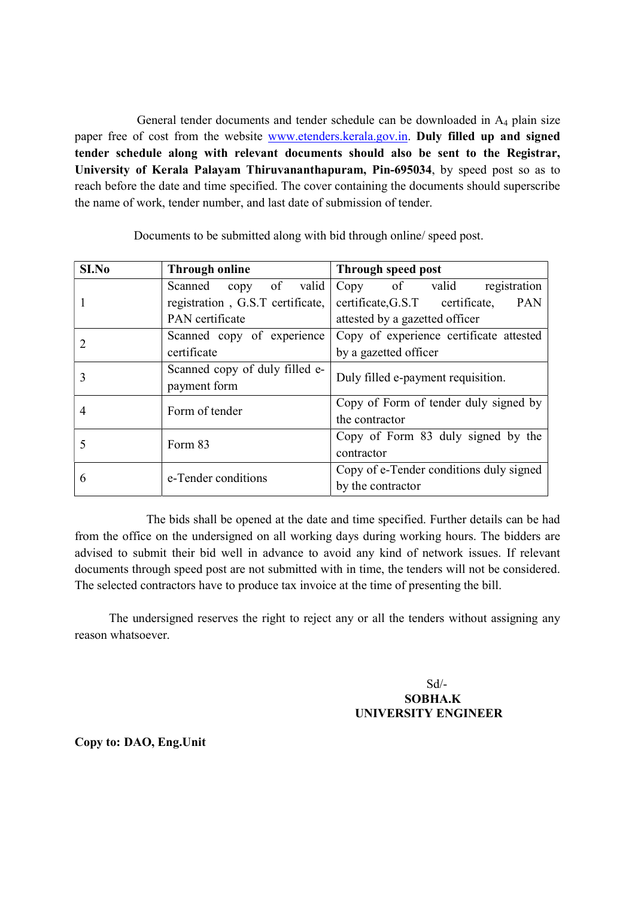General tender documents and tender schedule can be downloaded in $A_4$ plain size paper free of cost from the website www.etenders.kerala.gov.in. **Duly filled up and signed tender schedule along with relevant documents should also be sent to the Registrar, University of Kerala Palayam Thiruvananthapuram, Pin-695034**, by speed post so as to reach before the date and time specified. The cover containing the documents should superscribe the name of work, tender number, and last date of submission of tender.

Documents to be submitted along with bid through online/ speed post.

| **SI.No** | **Through online** | **Through speed post** |
|---|---|---|
| 1 | Scanned copy of valid registration , G.S.T certificate, PAN certificate | Copy of valid registration certificate,G.S.T certificate, PAN attested by a gazetted officer |
| 2 | Scanned copy of experience certificate | Copy of experience certificate attested by a gazetted officer |
| 3 | Scanned copy of duly filled e-payment form | Duly filled e-payment requisition. |
| 4 | Form of tender | Copy of Form of tender duly signed by the contractor |
| 5 | Form 83 | Copy of Form 83 duly signed by the contractor |
| 6 | e-Tender conditions | Copy of e-Tender conditions duly signed by the contractor |

The bids shall be opened at the date and time specified. Further details can be had from the office on the undersigned on all working days during working hours. The bidders are advised to submit their bid well in advance to avoid any kind of network issues. If relevant documents through speed post are not submitted with in time, the tenders will not be considered. The selected contractors have to produce tax invoice at the time of presenting the bill.

The undersigned reserves the right to reject any or all the tenders without assigning any reason whatsoever.

Sd/-
**SOBHA.K**
**UNIVERSITY ENGINEER**

**Copy to: DAO, Eng.Unit**